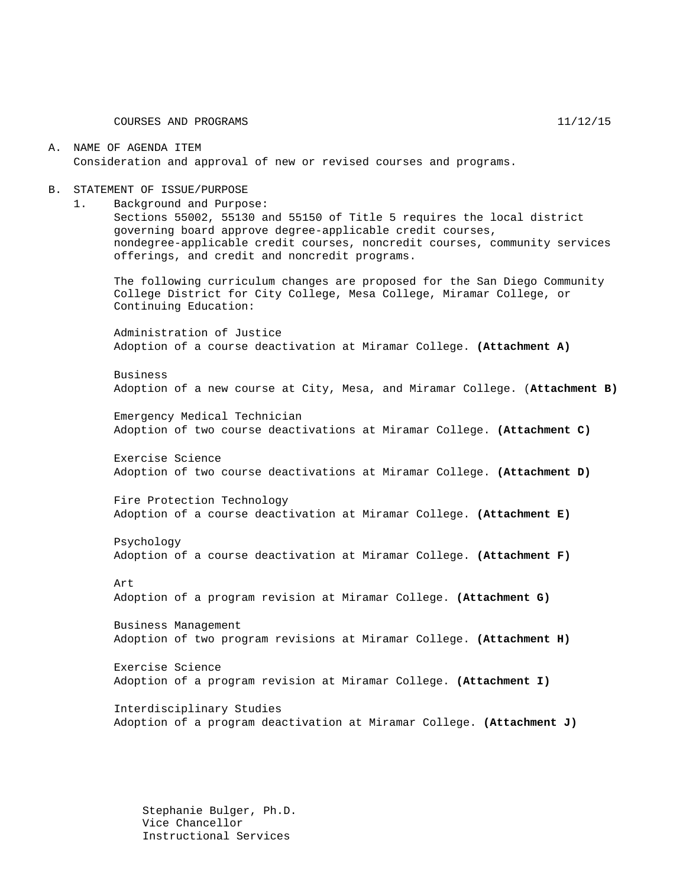COURSES AND PROGRAMS 11/12/15

A. NAME OF AGENDA ITEM
   Consideration and approval of new or revised courses and programs.

B. STATEMENT OF ISSUE/PURPOSE
   1. Background and Purpose:
      Sections 55002, 55130 and 55150 of Title 5 requires the local district governing board approve degree-applicable credit courses, nondegree-applicable credit courses, noncredit courses, community services offerings, and credit and noncredit programs.

      The following curriculum changes are proposed for the San Diego Community College District for City College, Mesa College, Miramar College, or Continuing Education:

      Administration of Justice
      Adoption of a course deactivation at Miramar College. **(Attachment A)**

      Business
      Adoption of a new course at City, Mesa, and Miramar College. (**Attachment B)**

      Emergency Medical Technician
      Adoption of two course deactivations at Miramar College. **(Attachment C)**

      Exercise Science
      Adoption of two course deactivations at Miramar College. **(Attachment D)**

      Fire Protection Technology
      Adoption of a course deactivation at Miramar College. **(Attachment E)**

      Psychology
      Adoption of a course deactivation at Miramar College. **(Attachment F)**

      Art
      Adoption of a program revision at Miramar College. **(Attachment G)**

      Business Management
      Adoption of two program revisions at Miramar College. **(Attachment H)**

      Exercise Science
      Adoption of a program revision at Miramar College. **(Attachment I)**

      Interdisciplinary Studies
      Adoption of a program deactivation at Miramar College. **(Attachment J)**

Stephanie Bulger, Ph.D.
Vice Chancellor
Instructional Services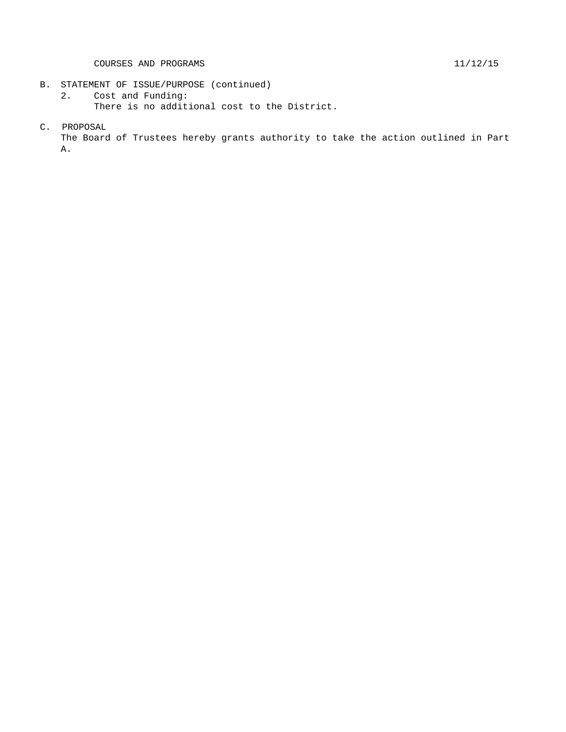B. STATEMENT OF ISSUE/PURPOSE (continued)

   2. Cost and Funding:
      There is no additional cost to the District.

C. PROPOSAL

   The Board of Trustees hereby grants authority to take the action outlined in Part A.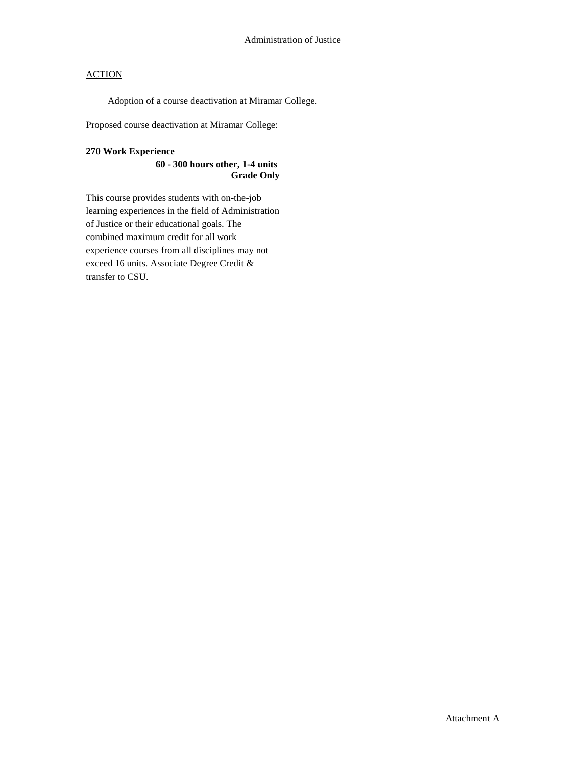Administration of Justice

<u>ACTION</u>

Adoption of a course deactivation at Miramar College.

Proposed course deactivation at Miramar College:

**270 Work Experience**

**60 - 300 hours other, 1-4 units**
**Grade Only**

This course provides students with on-the-job learning experiences in the field of Administration of Justice or their educational goals. The combined maximum credit for all work experience courses from all disciplines may not exceed 16 units. Associate Degree Credit & transfer to CSU.

Attachment A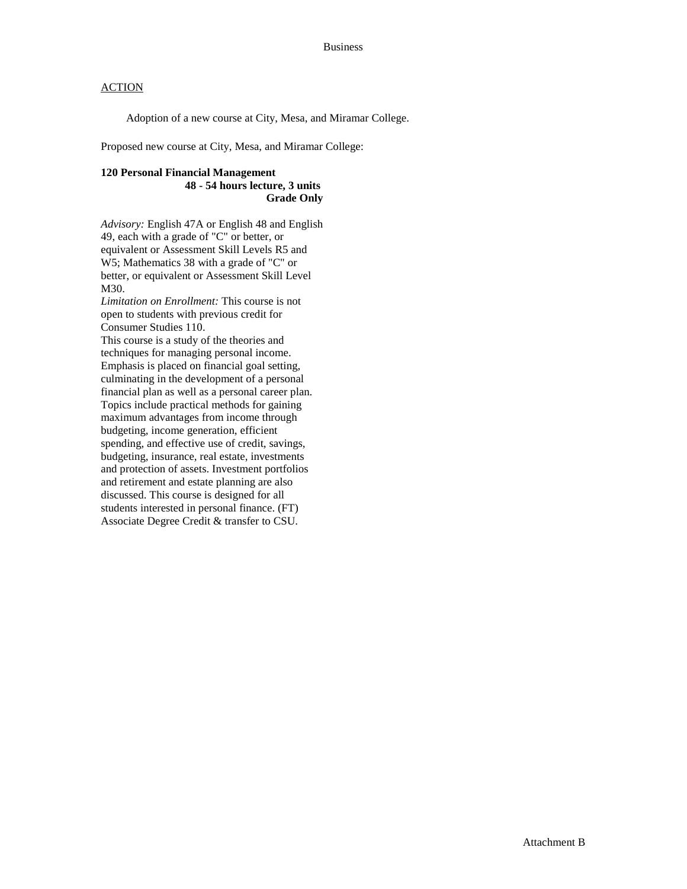Business

ACTION

Adoption of a new course at City, Mesa, and Miramar College.

Proposed new course at City, Mesa, and Miramar College:

**120 Personal Financial Management**
**48 - 54 hours lecture, 3 units**
**Grade Only**

*Advisory:* English 47A or English 48 and English 49, each with a grade of "C" or better, or equivalent or Assessment Skill Levels R5 and W5; Mathematics 38 with a grade of "C" or better, or equivalent or Assessment Skill Level M30.
*Limitation on Enrollment:* This course is not open to students with previous credit for Consumer Studies 110.
This course is a study of the theories and techniques for managing personal income. Emphasis is placed on financial goal setting, culminating in the development of a personal financial plan as well as a personal career plan. Topics include practical methods for gaining maximum advantages from income through budgeting, income generation, efficient spending, and effective use of credit, savings, budgeting, insurance, real estate, investments and protection of assets. Investment portfolios and retirement and estate planning are also discussed. This course is designed for all students interested in personal finance. (FT)
Associate Degree Credit & transfer to CSU.

Attachment B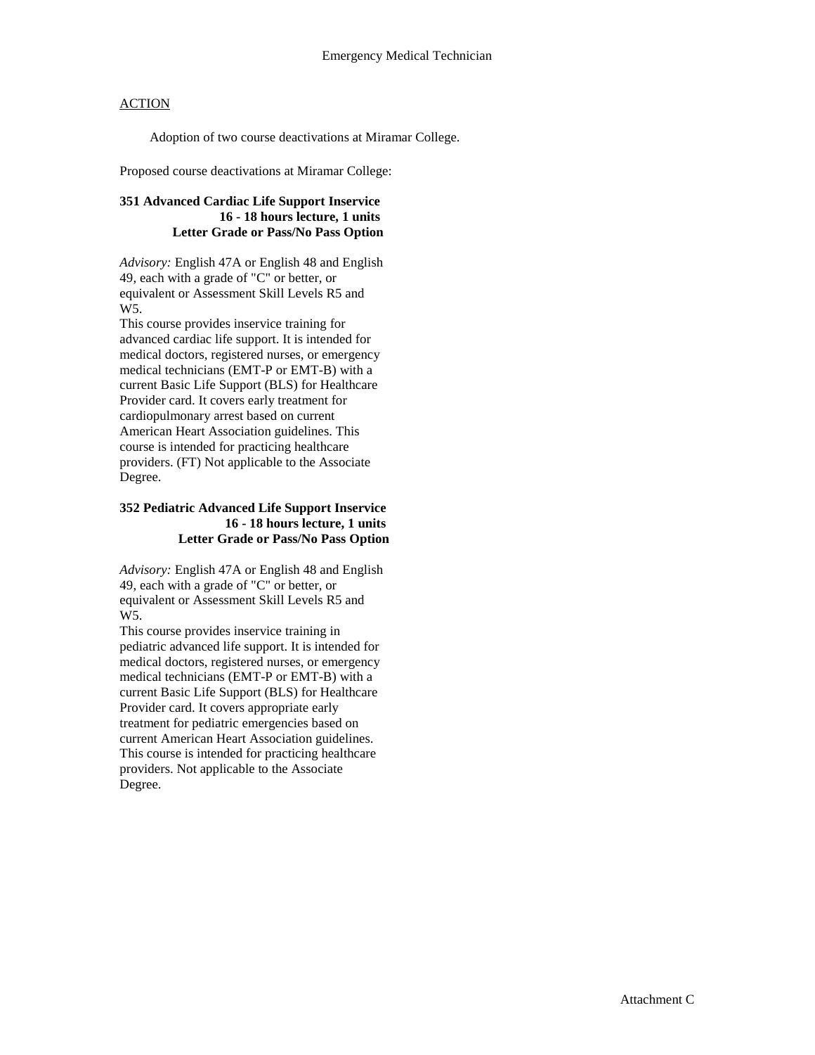Emergency Medical Technician

ACTION

Adoption of two course deactivations at Miramar College.

Proposed course deactivations at Miramar College:

**351 Advanced Cardiac Life Support Inservice**
**16 - 18 hours lecture, 1 units**
**Letter Grade or Pass/No Pass Option**

*Advisory:* English 47A or English 48 and English 49, each with a grade of "C" or better, or equivalent or Assessment Skill Levels R5 and W5.
This course provides inservice training for advanced cardiac life support. It is intended for medical doctors, registered nurses, or emergency medical technicians (EMT-P or EMT-B) with a current Basic Life Support (BLS) for Healthcare Provider card. It covers early treatment for cardiopulmonary arrest based on current American Heart Association guidelines. This course is intended for practicing healthcare providers. (FT) Not applicable to the Associate Degree.

**352 Pediatric Advanced Life Support Inservice**
**16 - 18 hours lecture, 1 units**
**Letter Grade or Pass/No Pass Option**

*Advisory:* English 47A or English 48 and English 49, each with a grade of "C" or better, or equivalent or Assessment Skill Levels R5 and W5.
This course provides inservice training in pediatric advanced life support. It is intended for medical doctors, registered nurses, or emergency medical technicians (EMT-P or EMT-B) with a current Basic Life Support (BLS) for Healthcare Provider card. It covers appropriate early treatment for pediatric emergencies based on current American Heart Association guidelines. This course is intended for practicing healthcare providers. Not applicable to the Associate Degree.

Attachment C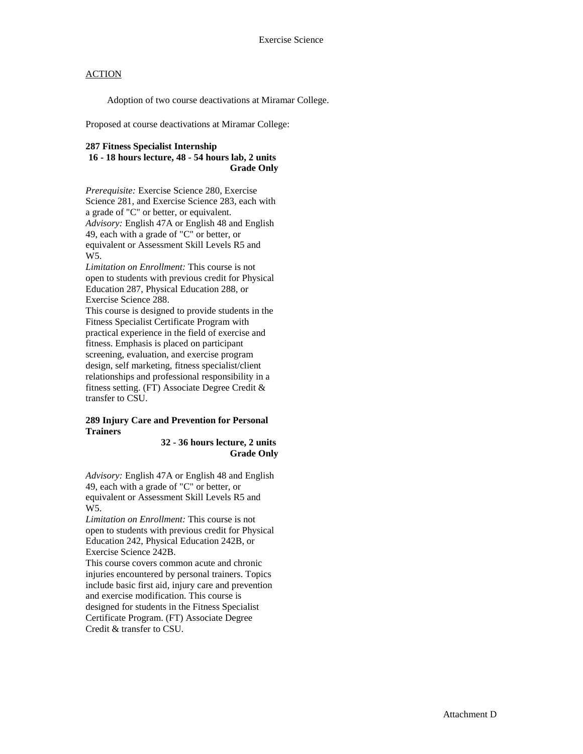Exercise Science

ACTION

Adoption of two course deactivations at Miramar College.

Proposed at course deactivations at Miramar College:

**287 Fitness Specialist Internship**
**16 - 18 hours lecture, 48 - 54 hours lab, 2 units**
**Grade Only**

*Prerequisite:* Exercise Science 280, Exercise Science 281, and Exercise Science 283, each with a grade of "C" or better, or equivalent.
*Advisory:* English 47A or English 48 and English 49, each with a grade of "C" or better, or equivalent or Assessment Skill Levels R5 and W5.
*Limitation on Enrollment:* This course is not open to students with previous credit for Physical Education 287, Physical Education 288, or Exercise Science 288.
This course is designed to provide students in the Fitness Specialist Certificate Program with practical experience in the field of exercise and fitness. Emphasis is placed on participant screening, evaluation, and exercise program design, self marketing, fitness specialist/client relationships and professional responsibility in a fitness setting. (FT) Associate Degree Credit & transfer to CSU.

**289 Injury Care and Prevention for Personal Trainers**
**32 - 36 hours lecture, 2 units**
**Grade Only**

*Advisory:* English 47A or English 48 and English 49, each with a grade of "C" or better, or equivalent or Assessment Skill Levels R5 and W5.
*Limitation on Enrollment:* This course is not open to students with previous credit for Physical Education 242, Physical Education 242B, or Exercise Science 242B.
This course covers common acute and chronic injuries encountered by personal trainers. Topics include basic first aid, injury care and prevention and exercise modification. This course is designed for students in the Fitness Specialist Certificate Program. (FT) Associate Degree Credit & transfer to CSU.

Attachment D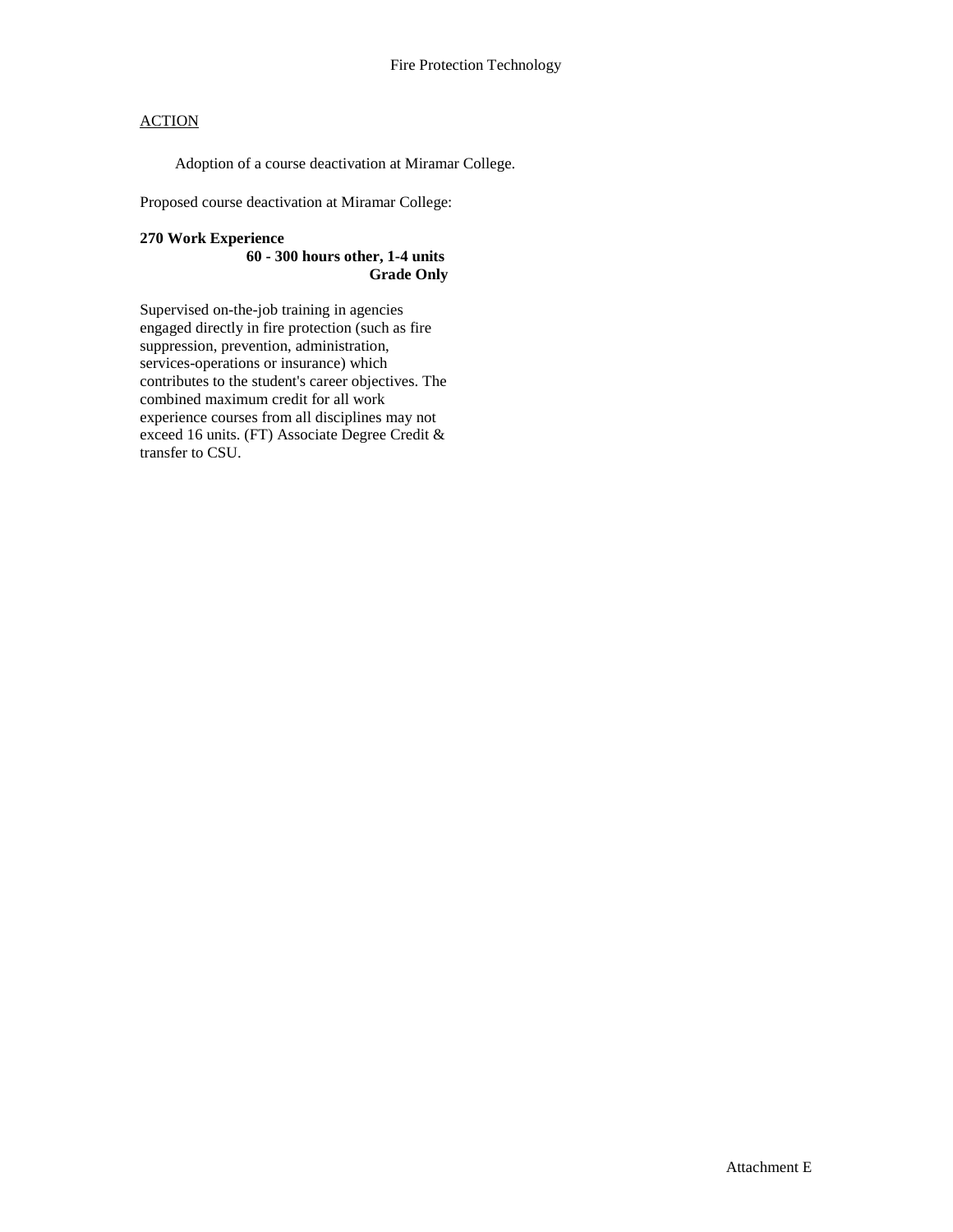# Fire Protection Technology

ACTION

Adoption of a course deactivation at Miramar College.

Proposed course deactivation at Miramar College:

**270 Work Experience**
**60 - 300 hours other, 1-4 units**
**Grade Only**

Supervised on-the-job training in agencies engaged directly in fire protection (such as fire suppression, prevention, administration, services-operations or insurance) which contributes to the student's career objectives. The combined maximum credit for all work experience courses from all disciplines may not exceed 16 units. (FT) Associate Degree Credit & transfer to CSU.

Attachment E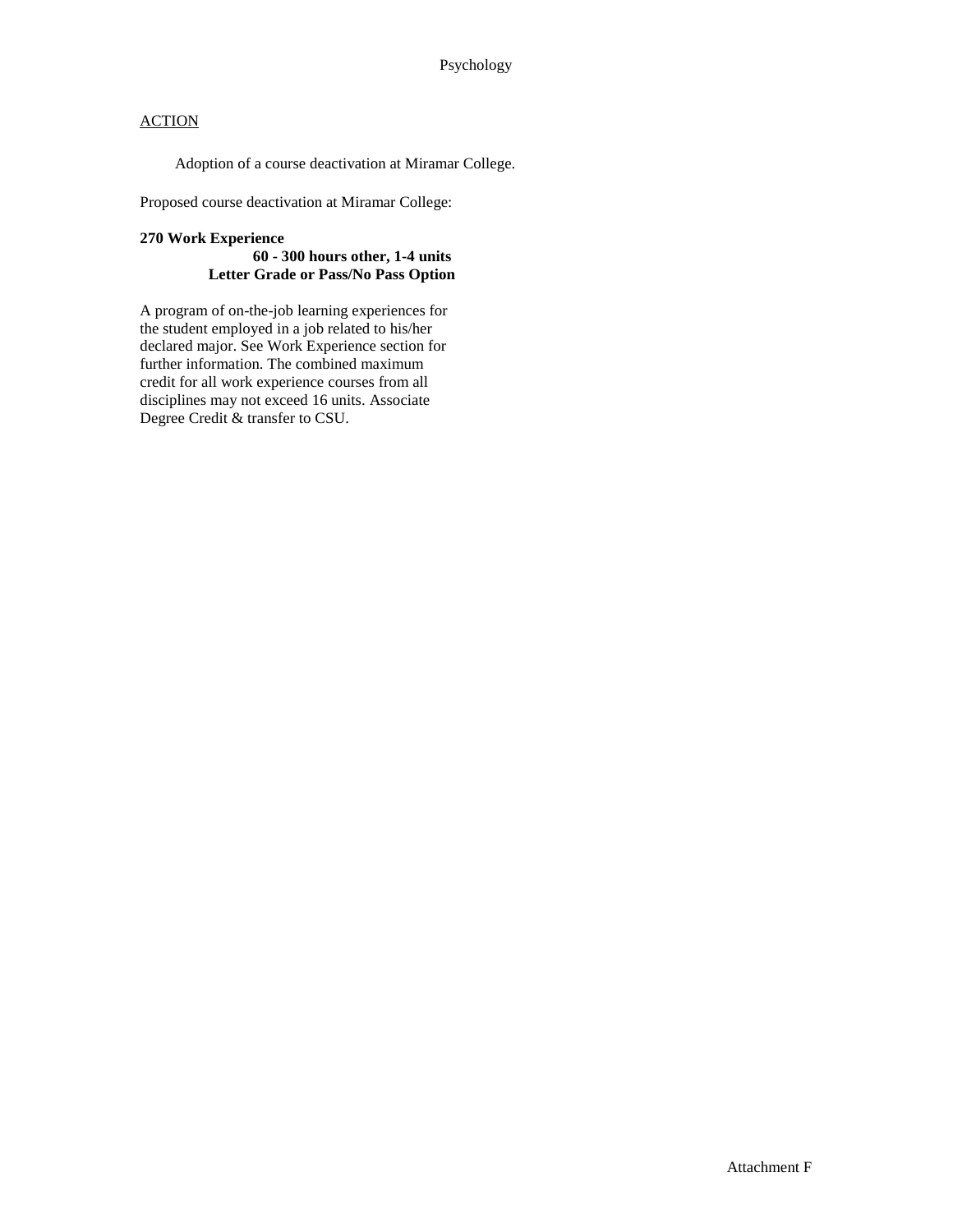Psychology

ACTION

Adoption of a course deactivation at Miramar College.

Proposed course deactivation at Miramar College:

**270 Work Experience**
**60 - 300 hours other, 1-4 units**
**Letter Grade or Pass/No Pass Option**

A program of on-the-job learning experiences for the student employed in a job related to his/her declared major. See Work Experience section for further information. The combined maximum credit for all work experience courses from all disciplines may not exceed 16 units. Associate Degree Credit & transfer to CSU.

Attachment F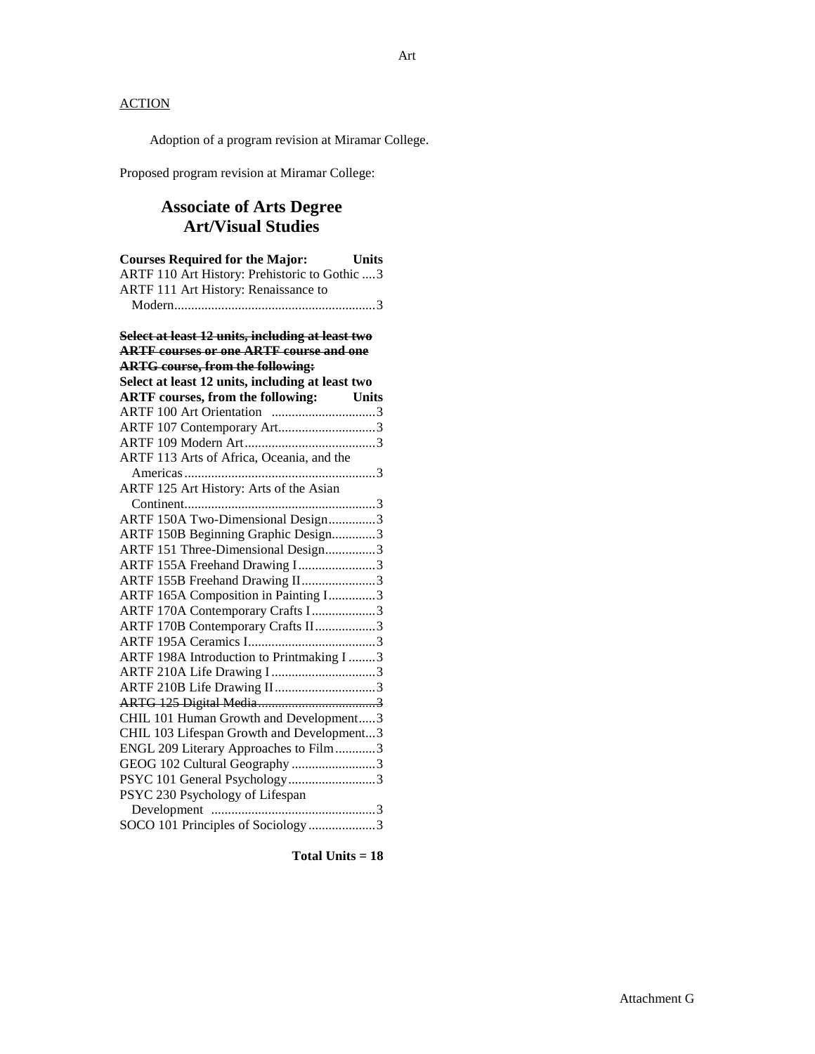ACTION

Adoption of a program revision at Miramar College.

Proposed program revision at Miramar College:

## Associate of Arts Degree
## Art/Visual Studies

| Courses Required for the Major: | Units |
|---|---|
| ARTF 110 Art History: Prehistoric to Gothic | 3 |
| ARTF 111 Art History: Renaissance to Modern | 3 |

~~**Select at least 12 units, including at least two ARTF courses or one ARTF course and one ARTG course, from the following:**~~

| Select at least 12 units, including at least two ARTF courses, from the following: | Units |
|---|---|
| ARTF 100 Art Orientation | 3 |
| ARTF 107 Contemporary Art | 3 |
| ARTF 109 Modern Art | 3 |
| ARTF 113 Arts of Africa, Oceania, and the Americas | 3 |
| ARTF 125 Art History: Arts of the Asian Continent | 3 |
| ARTF 150A Two-Dimensional Design | 3 |
| ARTF 150B Beginning Graphic Design | 3 |
| ARTF 151 Three-Dimensional Design | 3 |
| ARTF 155A Freehand Drawing I | 3 |
| ARTF 155B Freehand Drawing II | 3 |
| ARTF 165A Composition in Painting I | 3 |
| ARTF 170A Contemporary Crafts I | 3 |
| ARTF 170B Contemporary Crafts II | 3 |
| ARTF 195A Ceramics I | 3 |
| ARTF 198A Introduction to Printmaking I | 3 |
| ARTF 210A Life Drawing I | 3 |
| ARTF 210B Life Drawing II | 3 |
| ~~ARTG 125 Digital Media~~ | ~~3~~ |
| CHIL 101 Human Growth and Development | 3 |
| CHIL 103 Lifespan Growth and Development | 3 |
| ENGL 209 Literary Approaches to Film | 3 |
| GEOG 102 Cultural Geography | 3 |
| PSYC 101 General Psychology | 3 |
| PSYC 230 Psychology of Lifespan Development | 3 |
| SOCO 101 Principles of Sociology | 3 |

**Total Units = 18**

Attachment G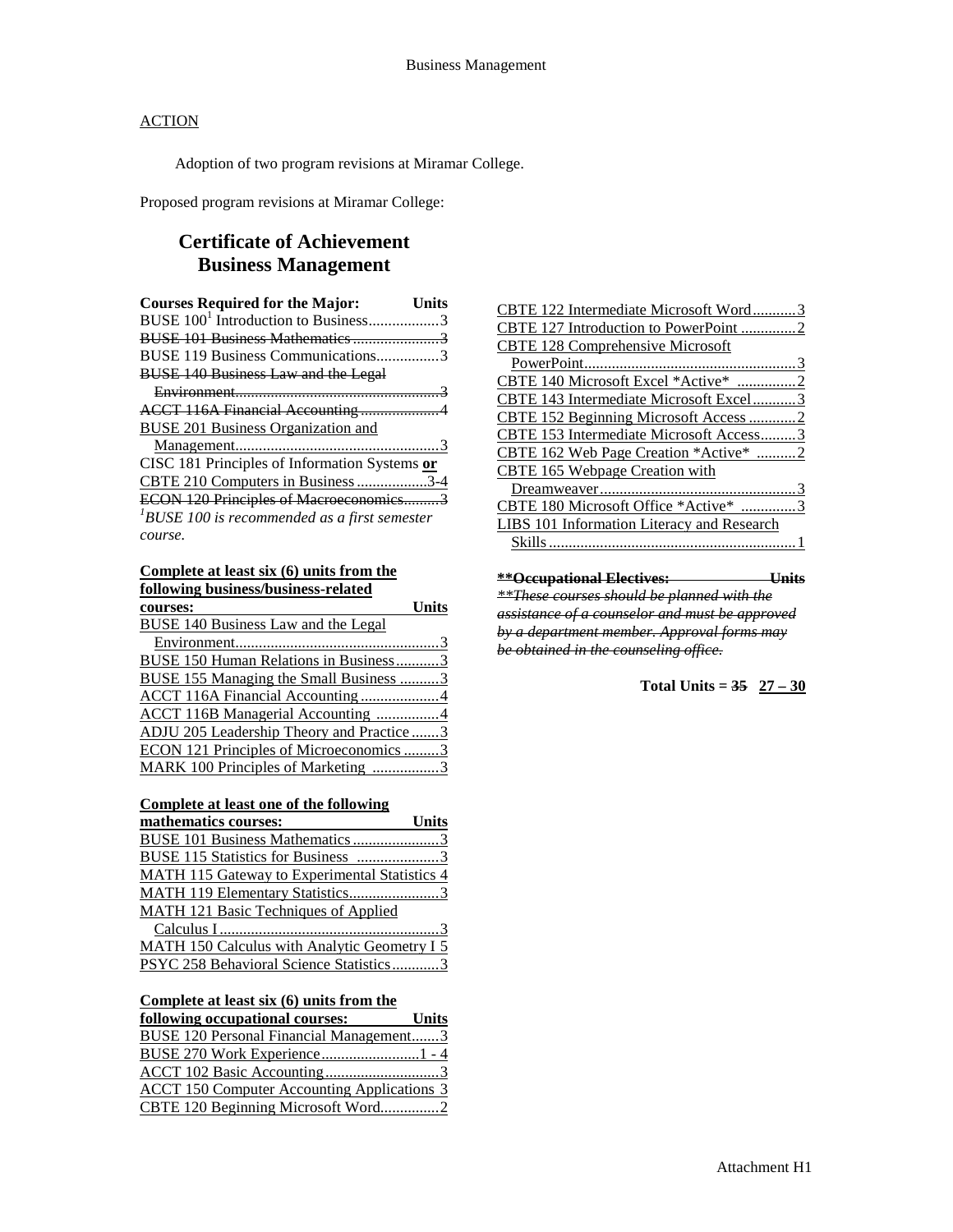ACTION

Adoption of two program revisions at Miramar College.

Proposed program revisions at Miramar College:

## Certificate of Achievement
## Business Management

| Courses Required for the Major: | Units |
|---|---|
| BUSE 100[1] Introduction to Business | 3 |
| ~~BUSE 101 Business Mathematics~~ | ~~3~~ |
| BUSE 119 Business Communications | 3 |
| ~~BUSE 140 Business Law and the Legal Environment~~ | ~~3~~ |
| ~~ACCT 116A Financial Accounting~~ | ~~4~~ |
| BUSE 201 Business Organization and Management | 3 |
| CISC 181 Principles of Information Systems **or** | |
| ~~CBTE 210 Computers in Business~~ | ~~3-4~~ |
| ~~ECON 120 Principles of Macroeconomics~~ | ~~3~~ |

*[1]BUSE 100 is recommended as a first semester course.*

| Complete at least six (6) units from the following business/business-related courses: | Units |
|---|---|
| BUSE 140 Business Law and the Legal Environment | 3 |
| BUSE 150 Human Relations in Business | 3 |
| BUSE 155 Managing the Small Business | 3 |
| ACCT 116A Financial Accounting | 4 |
| ACCT 116B Managerial Accounting | 4 |
| ADJU 205 Leadership Theory and Practice | 3 |
| ECON 121 Principles of Microeconomics | 3 |
| MARK 100 Principles of Marketing | 3 |

| Complete at least one of the following mathematics courses: | Units |
|---|---|
| BUSE 101 Business Mathematics | 3 |
| BUSE 115 Statistics for Business | 3 |
| MATH 115 Gateway to Experimental Statistics | 4 |
| MATH 119 Elementary Statistics | 3 |
| MATH 121 Basic Techniques of Applied Calculus I | 3 |
| MATH 150 Calculus with Analytic Geometry I | 5 |
| PSYC 258 Behavioral Science Statistics | 3 |

| Complete at least six (6) units from the following occupational courses: | Units |
|---|---|
| BUSE 120 Personal Financial Management | 3 |
| BUSE 270 Work Experience | 1 - 4 |
| ACCT 102 Basic Accounting | 3 |
| ACCT 150 Computer Accounting Applications | 3 |
| CBTE 120 Beginning Microsoft Word | 2 |
| CBTE 122 Intermediate Microsoft Word | 3 |
| CBTE 127 Introduction to PowerPoint | 2 |
| CBTE 128 Comprehensive Microsoft PowerPoint | 3 |
| CBTE 140 Microsoft Excel *Active* | 2 |
| CBTE 143 Intermediate Microsoft Excel | 3 |
| CBTE 152 Beginning Microsoft Access | 2 |
| CBTE 153 Intermediate Microsoft Access | 3 |
| CBTE 162 Web Page Creation *Active* | 2 |
| CBTE 165 Webpage Creation with Dreamweaver | 3 |
| CBTE 180 Microsoft Office *Active* | 3 |
| LIBS 101 Information Literacy and Research Skills | 1 |

| ~~**Occupational Electives:**~~ | ~~**Units**~~ |
|---|---|

~~*These courses should be planned with the assistance of a counselor and must be approved by a department member. Approval forms may be obtained in the counseling office.*~~

**Total Units = ~~35~~ 27 – 30**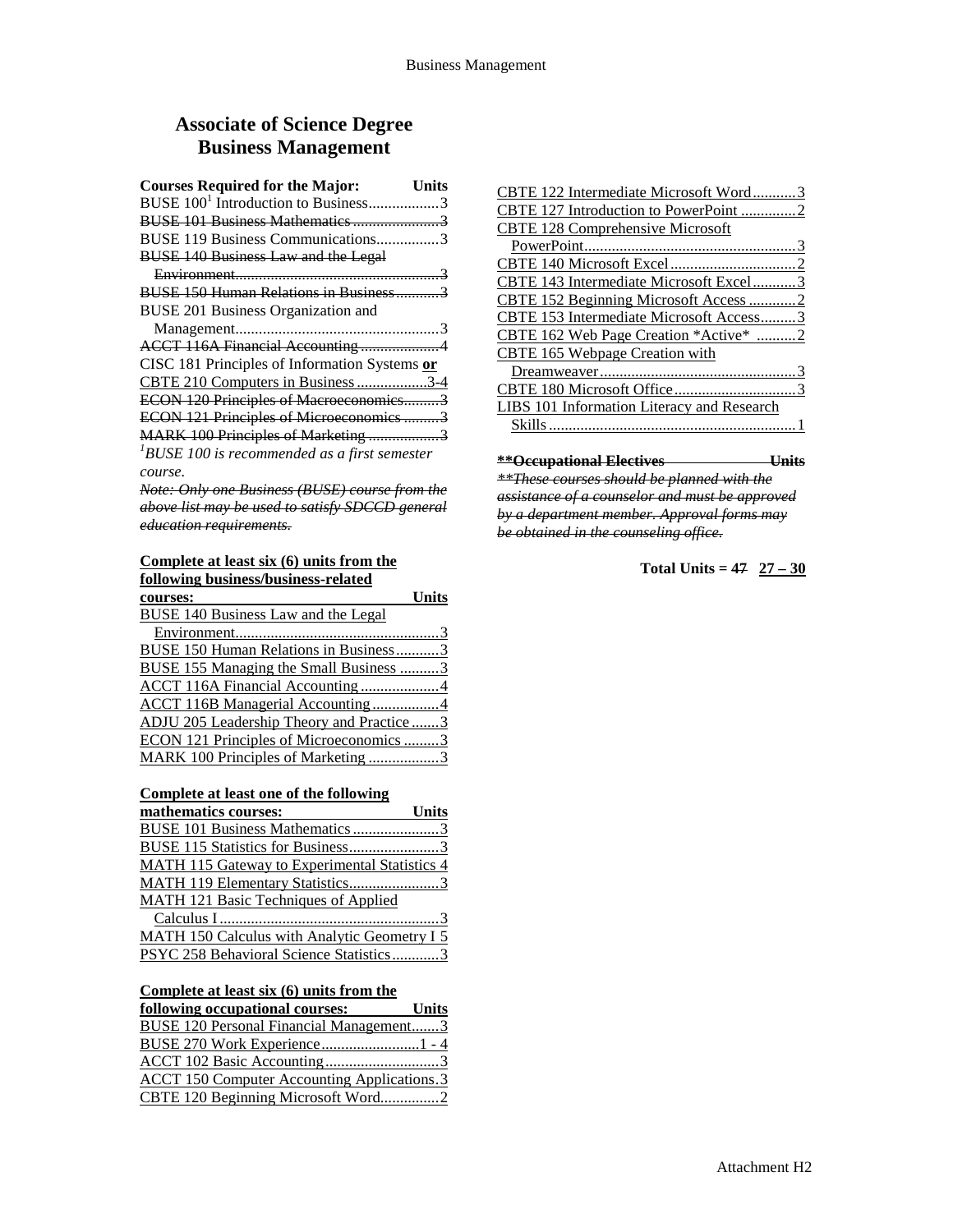# Associate of Science Degree
# Business Management

| Courses Required for the Major: | Units |
|---|---|
| BUSE 100[1] Introduction to Business | 3 |
| ~~BUSE 101 Business Mathematics~~ | ~~3~~ |
| BUSE 119 Business Communications | 3 |
| ~~BUSE 140 Business Law and the Legal Environment~~ | ~~3~~ |
| ~~BUSE 150 Human Relations in Business~~ | ~~3~~ |
| BUSE 201 Business Organization and Management | 3 |
| ~~ACCT 116A Financial Accounting~~ | ~~4~~ |
| CISC 181 Principles of Information Systems **or** | |
| CBTE 210 Computers in Business | 3-4 |
| ~~ECON 120 Principles of Macroeconomics~~ | ~~3~~ |
| ~~ECON 121 Principles of Microeconomics~~ | ~~3~~ |
| ~~MARK 100 Principles of Marketing~~ | ~~3~~ |

*[1]BUSE 100 is recommended as a first semester course.*

~~*Note: Only one Business (BUSE) course from the above list may be used to satisfy SDCCD general education requirements.*~~

| Complete at least six (6) units from the following business/business-related courses: | Units |
|---|---|
| BUSE 140 Business Law and the Legal Environment | 3 |
| BUSE 150 Human Relations in Business | 3 |
| BUSE 155 Managing the Small Business | 3 |
| ACCT 116A Financial Accounting | 4 |
| ACCT 116B Managerial Accounting | 4 |
| ADJU 205 Leadership Theory and Practice | 3 |
| ECON 121 Principles of Microeconomics | 3 |
| MARK 100 Principles of Marketing | 3 |

| Complete at least one of the following mathematics courses: | Units |
|---|---|
| BUSE 101 Business Mathematics | 3 |
| BUSE 115 Statistics for Business | 3 |
| MATH 115 Gateway to Experimental Statistics | 4 |
| MATH 119 Elementary Statistics | 3 |
| MATH 121 Basic Techniques of Applied Calculus I | 3 |
| MATH 150 Calculus with Analytic Geometry I | 5 |
| PSYC 258 Behavioral Science Statistics | 3 |

| Complete at least six (6) units from the following occupational courses: | Units |
|---|---|
| BUSE 120 Personal Financial Management | 3 |
| BUSE 270 Work Experience | 1 - 4 |
| ACCT 102 Basic Accounting | 3 |
| ACCT 150 Computer Accounting Applications | 3 |
| CBTE 120 Beginning Microsoft Word | 2 |
| CBTE 122 Intermediate Microsoft Word | 3 |
| CBTE 127 Introduction to PowerPoint | 2 |
| CBTE 128 Comprehensive Microsoft PowerPoint | 3 |
| CBTE 140 Microsoft Excel | 2 |
| CBTE 143 Intermediate Microsoft Excel | 3 |
| CBTE 152 Beginning Microsoft Access | 2 |
| CBTE 153 Intermediate Microsoft Access | 3 |
| CBTE 162 Web Page Creation *Active* | 2 |
| CBTE 165 Webpage Creation with Dreamweaver | 3 |
| CBTE 180 Microsoft Office | 3 |
| LIBS 101 Information Literacy and Research Skills | 1 |

~~**\*\*Occupational Electives Units**~~

~~*\*\*These courses should be planned with the assistance of a counselor and must be approved by a department member. Approval forms may be obtained in the counseling office.*~~

**Total Units = 4~~7~~ 27 – 30**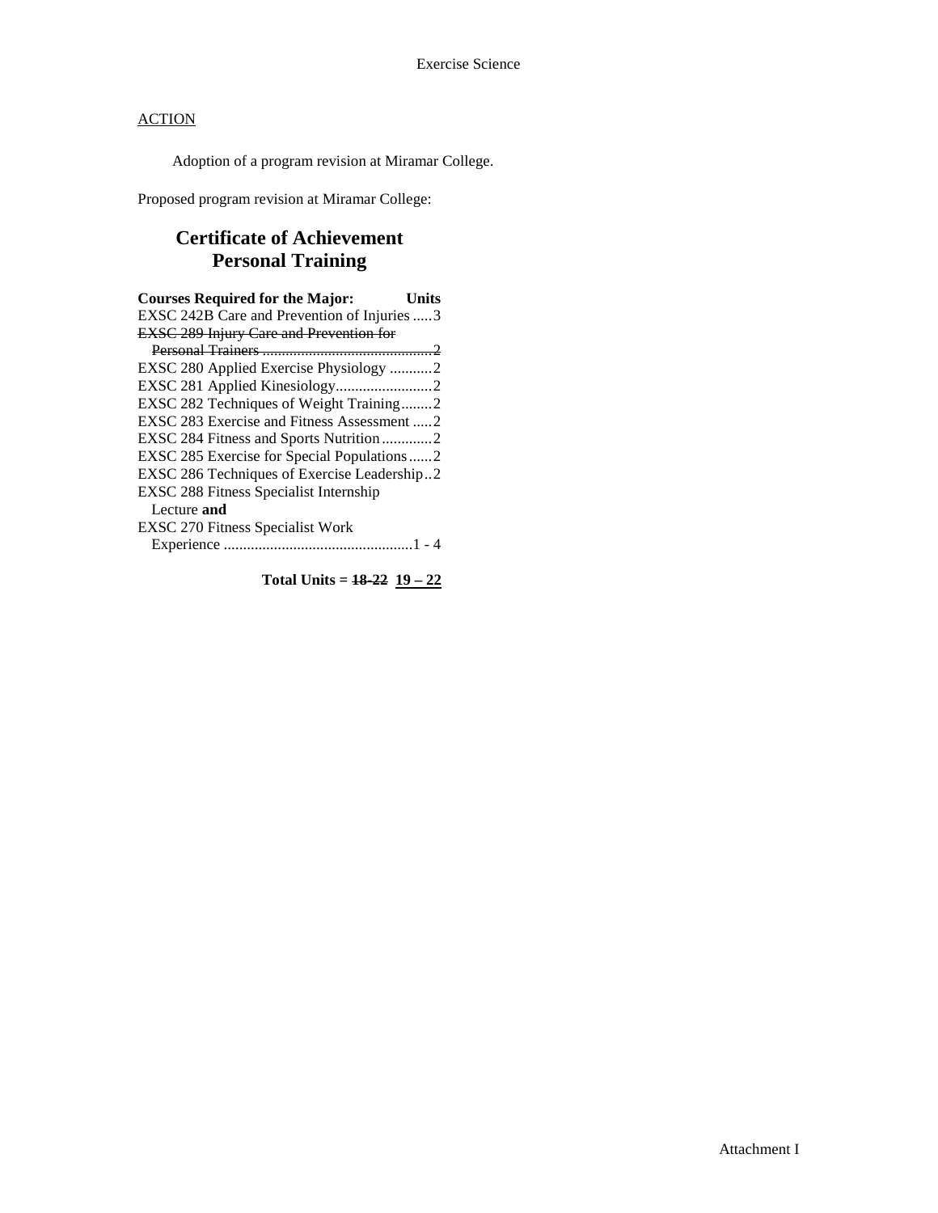Exercise Science

ACTION

Adoption of a program revision at Miramar College.

Proposed program revision at Miramar College:

## Certificate of Achievement
## Personal Training

| Courses Required for the Major: | Units |
|---|---|
| EXSC 242B Care and Prevention of Injuries | 3 |
| ~~EXSC 289 Injury Care and Prevention for Personal Trainers~~ | ~~2~~ |
| EXSC 280 Applied Exercise Physiology | 2 |
| EXSC 281 Applied Kinesiology | 2 |
| EXSC 282 Techniques of Weight Training | 2 |
| EXSC 283 Exercise and Fitness Assessment | 2 |
| EXSC 284 Fitness and Sports Nutrition | 2 |
| EXSC 285 Exercise for Special Populations | 2 |
| EXSC 286 Techniques of Exercise Leadership | 2 |
| EXSC 288 Fitness Specialist Internship Lecture **and** EXSC 270 Fitness Specialist Work Experience | 1 - 4 |

**Total Units = ~~18-22~~ <u>19 – 22</u>**

Attachment I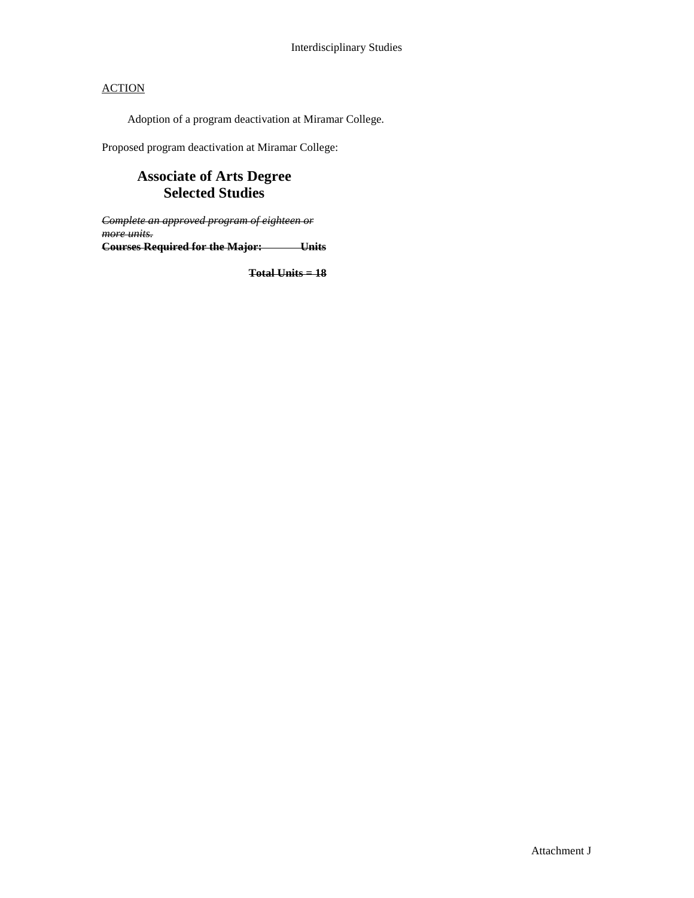Interdisciplinary Studies

ACTION

Adoption of a program deactivation at Miramar College.

Proposed program deactivation at Miramar College:

## Associate of Arts Degree
## Selected Studies

~~*Complete an approved program of eighteen or more units.*~~

~~**Courses Required for the Major: Units**~~

~~**Total Units = 18**~~

Attachment J